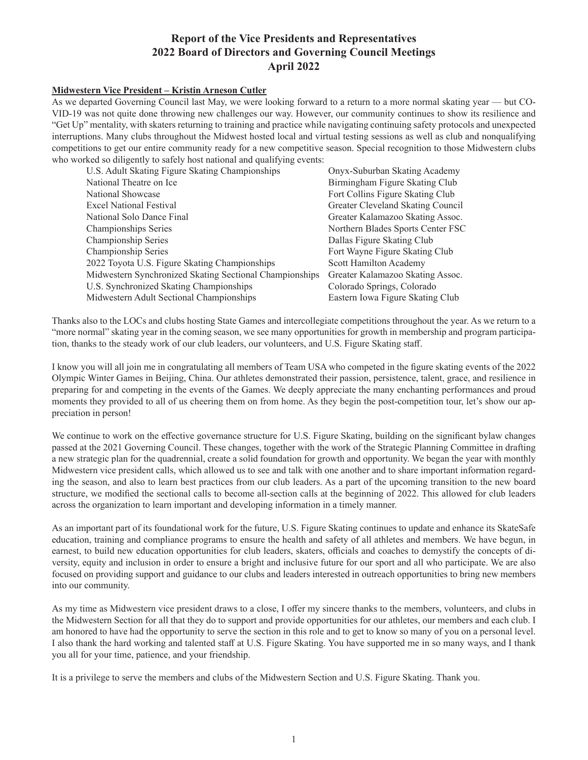# Report of the Vice Presidents and Representatives
# 2022 Board of Directors and Governing Council Meetings
# April 2022

**Midwestern Vice President – Kristin Arneson Cutler**

As we departed Governing Council last May, we were looking forward to a return to a more normal skating year — but COVID-19 was not quite done throwing new challenges our way. However, our community continues to show its resilience and "Get Up" mentality, with skaters returning to training and practice while navigating continuing safety protocols and unexpected interruptions. Many clubs throughout the Midwest hosted local and virtual testing sessions as well as club and nonqualifying competitions to get our entire community ready for a new competitive season. Special recognition to those Midwestern clubs who worked so diligently to safely host national and qualifying events:

| | |
|---|---|
| U.S. Adult Skating Figure Skating Championships | Onyx-Suburban Skating Academy |
| National Theatre on Ice | Birmingham Figure Skating Club |
| National Showcase | Fort Collins Figure Skating Club |
| Excel National Festival | Greater Cleveland Skating Council |
| National Solo Dance Final | Greater Kalamazoo Skating Assoc. |
| Championships Series | Northern Blades Sports Center FSC |
| Championship Series | Dallas Figure Skating Club |
| Championship Series | Fort Wayne Figure Skating Club |
| 2022 Toyota U.S. Figure Skating Championships | Scott Hamilton Academy |
| Midwestern Synchronized Skating Sectional Championships | Greater Kalamazoo Skating Assoc. |
| U.S. Synchronized Skating Championships | Colorado Springs, Colorado |
| Midwestern Adult Sectional Championships | Eastern Iowa Figure Skating Club |

Thanks also to the LOCs and clubs hosting State Games and intercollegiate competitions throughout the year. As we return to a "more normal" skating year in the coming season, we see many opportunities for growth in membership and program participation, thanks to the steady work of our club leaders, our volunteers, and U.S. Figure Skating staff.

I know you will all join me in congratulating all members of Team USA who competed in the figure skating events of the 2022 Olympic Winter Games in Beijing, China. Our athletes demonstrated their passion, persistence, talent, grace, and resilience in preparing for and competing in the events of the Games. We deeply appreciate the many enchanting performances and proud moments they provided to all of us cheering them on from home. As they begin the post-competition tour, let's show our appreciation in person!

We continue to work on the effective governance structure for U.S. Figure Skating, building on the significant bylaw changes passed at the 2021 Governing Council. These changes, together with the work of the Strategic Planning Committee in drafting a new strategic plan for the quadrennial, create a solid foundation for growth and opportunity. We began the year with monthly Midwestern vice president calls, which allowed us to see and talk with one another and to share important information regarding the season, and also to learn best practices from our club leaders. As a part of the upcoming transition to the new board structure, we modified the sectional calls to become all-section calls at the beginning of 2022. This allowed for club leaders across the organization to learn important and developing information in a timely manner.

As an important part of its foundational work for the future, U.S. Figure Skating continues to update and enhance its SkateSafe education, training and compliance programs to ensure the health and safety of all athletes and members. We have begun, in earnest, to build new education opportunities for club leaders, skaters, officials and coaches to demystify the concepts of diversity, equity and inclusion in order to ensure a bright and inclusive future for our sport and all who participate. We are also focused on providing support and guidance to our clubs and leaders interested in outreach opportunities to bring new members into our community.

As my time as Midwestern vice president draws to a close, I offer my sincere thanks to the members, volunteers, and clubs in the Midwestern Section for all that they do to support and provide opportunities for our athletes, our members and each club. I am honored to have had the opportunity to serve the section in this role and to get to know so many of you on a personal level. I also thank the hard working and talented staff at U.S. Figure Skating. You have supported me in so many ways, and I thank you all for your time, patience, and your friendship.

It is a privilege to serve the members and clubs of the Midwestern Section and U.S. Figure Skating. Thank you.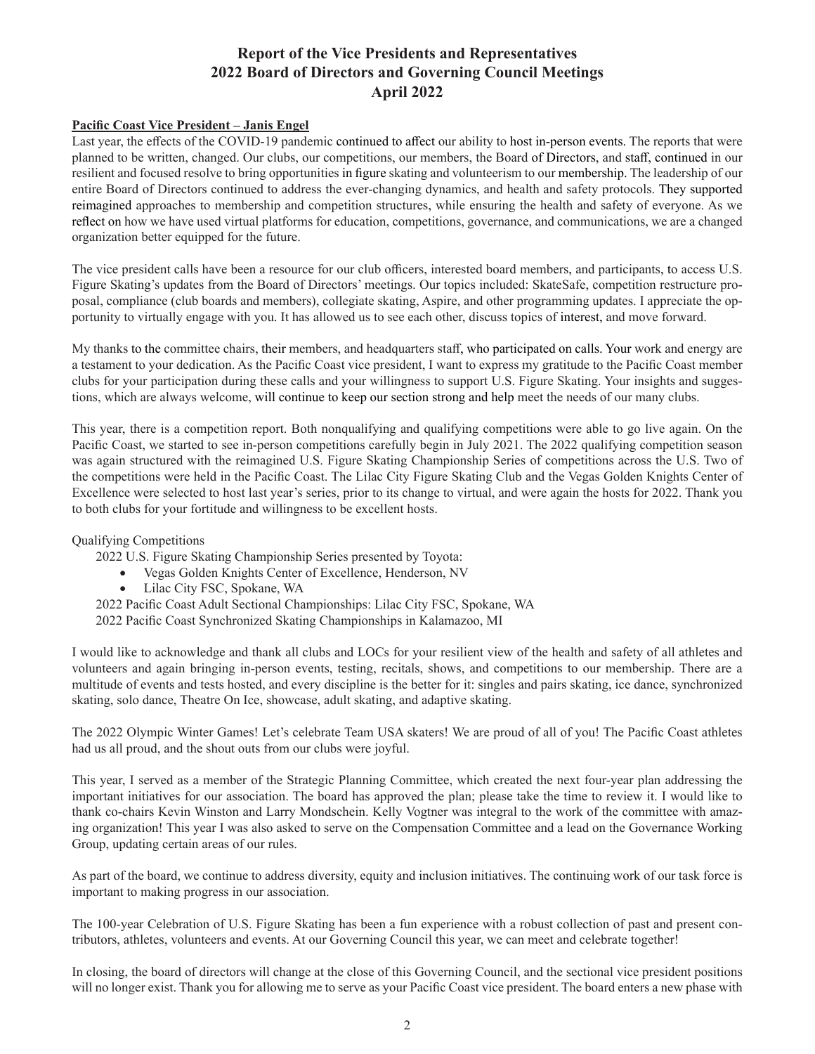# Report of the Vice Presidents and Representatives 2022 Board of Directors and Governing Council Meetings April 2022

**Pacific Coast Vice President – Janis Engel**

Last year, the effects of the COVID-19 pandemic continued to affect our ability to host in-person events. The reports that were planned to be written, changed. Our clubs, our competitions, our members, the Board of Directors, and staff, continued in our resilient and focused resolve to bring opportunities in figure skating and volunteerism to our membership. The leadership of our entire Board of Directors continued to address the ever-changing dynamics, and health and safety protocols. They supported reimagined approaches to membership and competition structures, while ensuring the health and safety of everyone. As we reflect on how we have used virtual platforms for education, competitions, governance, and communications, we are a changed organization better equipped for the future.

The vice president calls have been a resource for our club officers, interested board members, and participants, to access U.S. Figure Skating's updates from the Board of Directors' meetings. Our topics included: SkateSafe, competition restructure proposal, compliance (club boards and members), collegiate skating, Aspire, and other programming updates. I appreciate the opportunity to virtually engage with you. It has allowed us to see each other, discuss topics of interest, and move forward.

My thanks to the committee chairs, their members, and headquarters staff, who participated on calls. Your work and energy are a testament to your dedication. As the Pacific Coast vice president, I want to express my gratitude to the Pacific Coast member clubs for your participation during these calls and your willingness to support U.S. Figure Skating. Your insights and suggestions, which are always welcome, will continue to keep our section strong and help meet the needs of our many clubs.

This year, there is a competition report. Both nonqualifying and qualifying competitions were able to go live again. On the Pacific Coast, we started to see in-person competitions carefully begin in July 2021. The 2022 qualifying competition season was again structured with the reimagined U.S. Figure Skating Championship Series of competitions across the U.S. Two of the competitions were held in the Pacific Coast. The Lilac City Figure Skating Club and the Vegas Golden Knights Center of Excellence were selected to host last year's series, prior to its change to virtual, and were again the hosts for 2022. Thank you to both clubs for your fortitude and willingness to be excellent hosts.

Qualifying Competitions

2022 U.S. Figure Skating Championship Series presented by Toyota:

- Vegas Golden Knights Center of Excellence, Henderson, NV
- Lilac City FSC, Spokane, WA

2022 Pacific Coast Adult Sectional Championships: Lilac City FSC, Spokane, WA

2022 Pacific Coast Synchronized Skating Championships in Kalamazoo, MI

I would like to acknowledge and thank all clubs and LOCs for your resilient view of the health and safety of all athletes and volunteers and again bringing in-person events, testing, recitals, shows, and competitions to our membership. There are a multitude of events and tests hosted, and every discipline is the better for it: singles and pairs skating, ice dance, synchronized skating, solo dance, Theatre On Ice, showcase, adult skating, and adaptive skating.

The 2022 Olympic Winter Games! Let's celebrate Team USA skaters! We are proud of all of you! The Pacific Coast athletes had us all proud, and the shout outs from our clubs were joyful.

This year, I served as a member of the Strategic Planning Committee, which created the next four-year plan addressing the important initiatives for our association. The board has approved the plan; please take the time to review it. I would like to thank co-chairs Kevin Winston and Larry Mondschein. Kelly Vogtner was integral to the work of the committee with amazing organization! This year I was also asked to serve on the Compensation Committee and a lead on the Governance Working Group, updating certain areas of our rules.

As part of the board, we continue to address diversity, equity and inclusion initiatives. The continuing work of our task force is important to making progress in our association.

The 100-year Celebration of U.S. Figure Skating has been a fun experience with a robust collection of past and present contributors, athletes, volunteers and events. At our Governing Council this year, we can meet and celebrate together!

In closing, the board of directors will change at the close of this Governing Council, and the sectional vice president positions will no longer exist. Thank you for allowing me to serve as your Pacific Coast vice president. The board enters a new phase with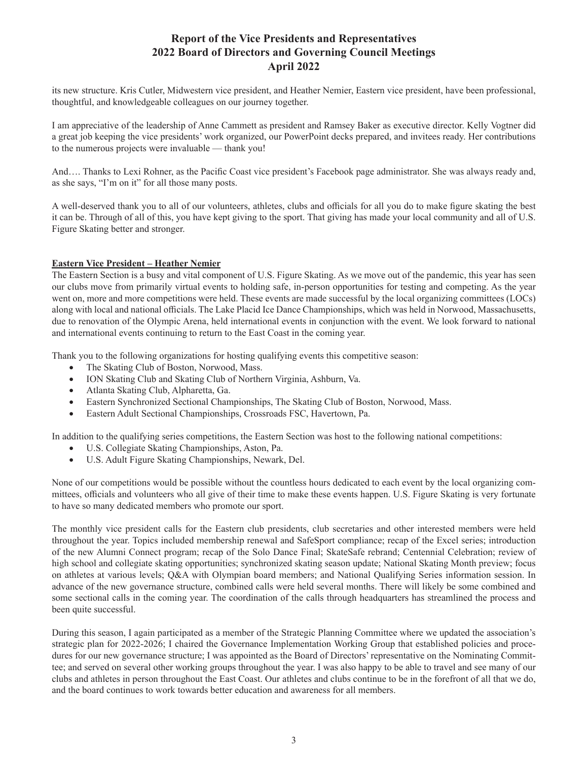its new structure. Kris Cutler, Midwestern vice president, and Heather Nemier, Eastern vice president, have been professional, thoughtful, and knowledgeable colleagues on our journey together.

I am appreciative of the leadership of Anne Cammett as president and Ramsey Baker as executive director. Kelly Vogtner did a great job keeping the vice presidents' work organized, our PowerPoint decks prepared, and invitees ready. Her contributions to the numerous projects were invaluable — thank you!

And…. Thanks to Lexi Rohner, as the Pacific Coast vice president's Facebook page administrator. She was always ready and, as she says, "I'm on it" for all those many posts.

A well-deserved thank you to all of our volunteers, athletes, clubs and officials for all you do to make figure skating the best it can be. Through of all of this, you have kept giving to the sport. That giving has made your local community and all of U.S. Figure Skating better and stronger.

**Eastern Vice President – Heather Nemier**

The Eastern Section is a busy and vital component of U.S. Figure Skating. As we move out of the pandemic, this year has seen our clubs move from primarily virtual events to holding safe, in-person opportunities for testing and competing. As the year went on, more and more competitions were held. These events are made successful by the local organizing committees (LOCs) along with local and national officials. The Lake Placid Ice Dance Championships, which was held in Norwood, Massachusetts, due to renovation of the Olympic Arena, held international events in conjunction with the event. We look forward to national and international events continuing to return to the East Coast in the coming year.

Thank you to the following organizations for hosting qualifying events this competitive season:

- The Skating Club of Boston, Norwood, Mass.
- ION Skating Club and Skating Club of Northern Virginia, Ashburn, Va.
- Atlanta Skating Club, Alpharetta, Ga.
- Eastern Synchronized Sectional Championships, The Skating Club of Boston, Norwood, Mass.
- Eastern Adult Sectional Championships, Crossroads FSC, Havertown, Pa.

In addition to the qualifying series competitions, the Eastern Section was host to the following national competitions:

- U.S. Collegiate Skating Championships, Aston, Pa.
- U.S. Adult Figure Skating Championships, Newark, Del.

None of our competitions would be possible without the countless hours dedicated to each event by the local organizing committees, officials and volunteers who all give of their time to make these events happen. U.S. Figure Skating is very fortunate to have so many dedicated members who promote our sport.

The monthly vice president calls for the Eastern club presidents, club secretaries and other interested members were held throughout the year. Topics included membership renewal and SafeSport compliance; recap of the Excel series; introduction of the new Alumni Connect program; recap of the Solo Dance Final; SkateSafe rebrand; Centennial Celebration; review of high school and collegiate skating opportunities; synchronized skating season update; National Skating Month preview; focus on athletes at various levels; Q&A with Olympian board members; and National Qualifying Series information session. In advance of the new governance structure, combined calls were held several months. There will likely be some combined and some sectional calls in the coming year. The coordination of the calls through headquarters has streamlined the process and been quite successful.

During this season, I again participated as a member of the Strategic Planning Committee where we updated the association's strategic plan for 2022-2026; I chaired the Governance Implementation Working Group that established policies and procedures for our new governance structure; I was appointed as the Board of Directors' representative on the Nominating Committee; and served on several other working groups throughout the year. I was also happy to be able to travel and see many of our clubs and athletes in person throughout the East Coast. Our athletes and clubs continue to be in the forefront of all that we do, and the board continues to work towards better education and awareness for all members.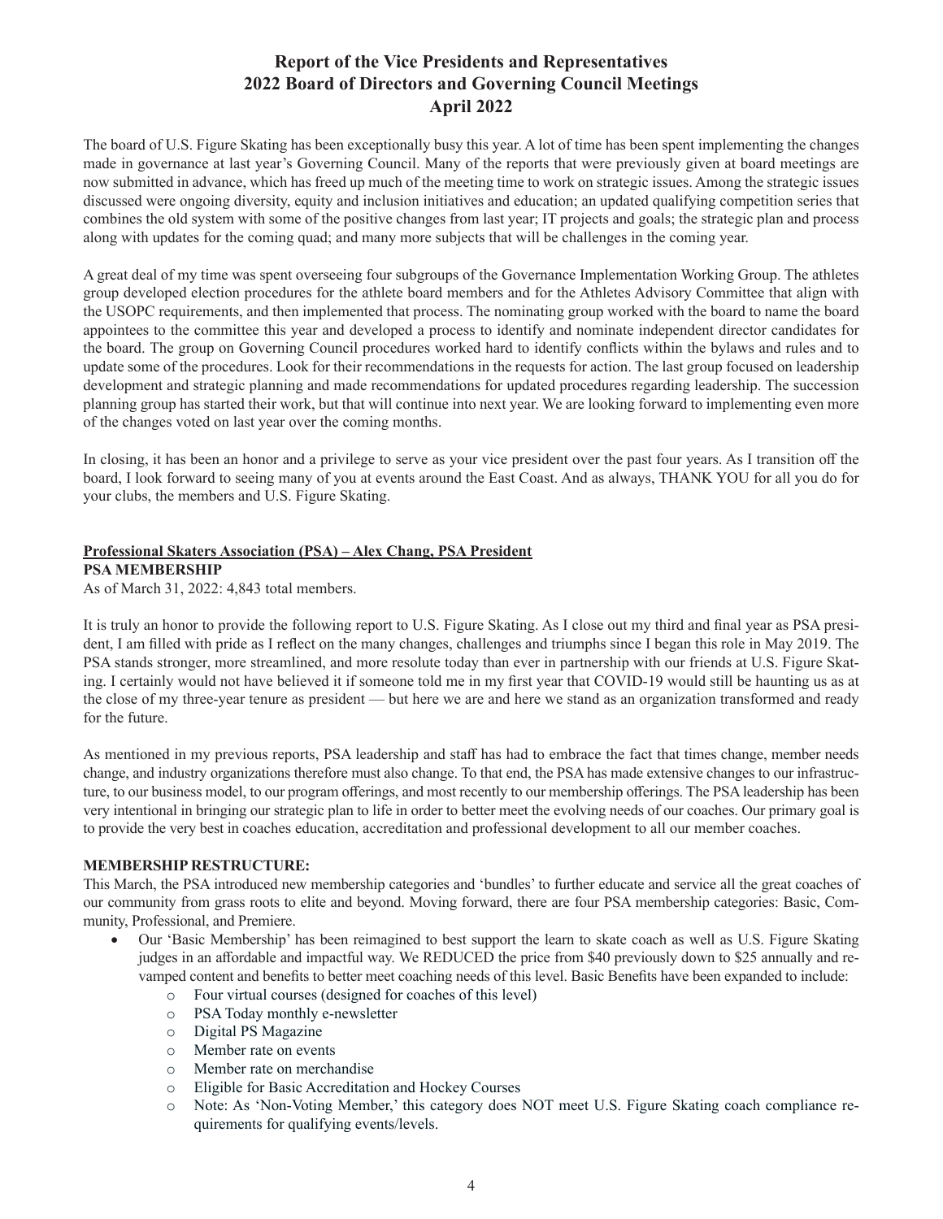# Report of the Vice Presidents and Representatives
# 2022 Board of Directors and Governing Council Meetings
# April 2022

The board of U.S. Figure Skating has been exceptionally busy this year. A lot of time has been spent implementing the changes made in governance at last year's Governing Council. Many of the reports that were previously given at board meetings are now submitted in advance, which has freed up much of the meeting time to work on strategic issues. Among the strategic issues discussed were ongoing diversity, equity and inclusion initiatives and education; an updated qualifying competition series that combines the old system with some of the positive changes from last year; IT projects and goals; the strategic plan and process along with updates for the coming quad; and many more subjects that will be challenges in the coming year.

A great deal of my time was spent overseeing four subgroups of the Governance Implementation Working Group. The athletes group developed election procedures for the athlete board members and for the Athletes Advisory Committee that align with the USOPC requirements, and then implemented that process. The nominating group worked with the board to name the board appointees to the committee this year and developed a process to identify and nominate independent director candidates for the board. The group on Governing Council procedures worked hard to identify conflicts within the bylaws and rules and to update some of the procedures. Look for their recommendations in the requests for action. The last group focused on leadership development and strategic planning and made recommendations for updated procedures regarding leadership. The succession planning group has started their work, but that will continue into next year. We are looking forward to implementing even more of the changes voted on last year over the coming months.

In closing, it has been an honor and a privilege to serve as your vice president over the past four years. As I transition off the board, I look forward to seeing many of you at events around the East Coast. And as always, THANK YOU for all you do for your clubs, the members and U.S. Figure Skating.

**Professional Skaters Association (PSA) – Alex Chang, PSA President**

**PSA MEMBERSHIP**

As of March 31, 2022: 4,843 total members.

It is truly an honor to provide the following report to U.S. Figure Skating. As I close out my third and final year as PSA president, I am filled with pride as I reflect on the many changes, challenges and triumphs since I began this role in May 2019. The PSA stands stronger, more streamlined, and more resolute today than ever in partnership with our friends at U.S. Figure Skating. I certainly would not have believed it if someone told me in my first year that COVID-19 would still be haunting us as at the close of my three-year tenure as president — but here we are and here we stand as an organization transformed and ready for the future.

As mentioned in my previous reports, PSA leadership and staff has had to embrace the fact that times change, member needs change, and industry organizations therefore must also change. To that end, the PSA has made extensive changes to our infrastructure, to our business model, to our program offerings, and most recently to our membership offerings. The PSA leadership has been very intentional in bringing our strategic plan to life in order to better meet the evolving needs of our coaches. Our primary goal is to provide the very best in coaches education, accreditation and professional development to all our member coaches.

**MEMBERSHIP RESTRUCTURE:**

This March, the PSA introduced new membership categories and 'bundles' to further educate and service all the great coaches of our community from grass roots to elite and beyond. Moving forward, there are four PSA membership categories: Basic, Community, Professional, and Premiere.

- Our 'Basic Membership' has been reimagined to best support the learn to skate coach as well as U.S. Figure Skating judges in an affordable and impactful way. We REDUCED the price from $40 previously down to $25 annually and revamped content and benefits to better meet coaching needs of this level. Basic Benefits have been expanded to include:
  - Four virtual courses (designed for coaches of this level)
  - PSA Today monthly e-newsletter
  - Digital PS Magazine
  - Member rate on events
  - Member rate on merchandise
  - Eligible for Basic Accreditation and Hockey Courses
  - Note: As 'Non-Voting Member,' this category does NOT meet U.S. Figure Skating coach compliance requirements for qualifying events/levels.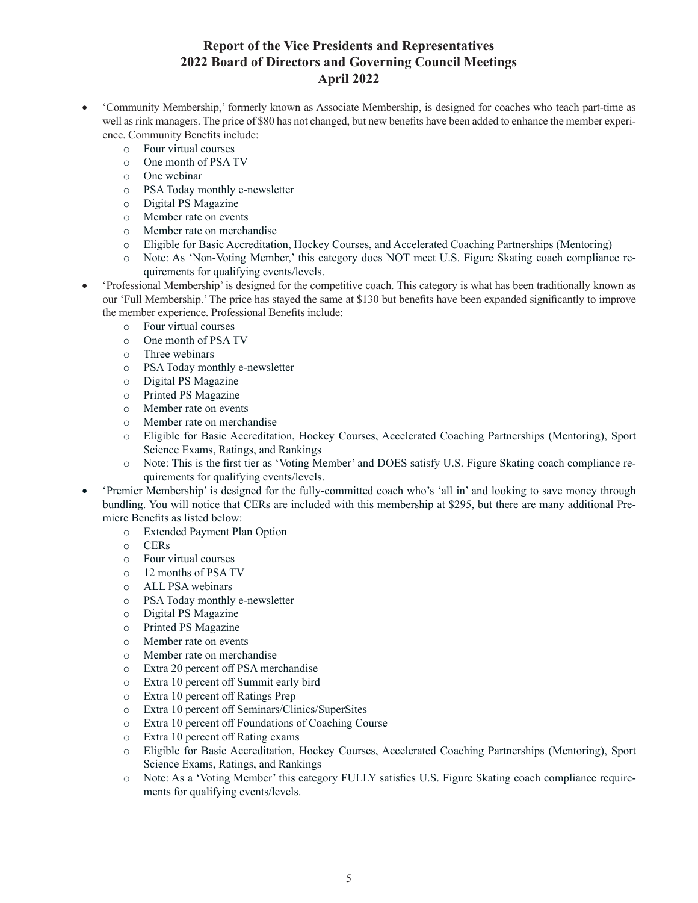- 'Community Membership,' formerly known as Associate Membership, is designed for coaches who teach part-time as well as rink managers. The price of $80 has not changed, but new benefits have been added to enhance the member experience. Community Benefits include:
    - Four virtual courses
    - One month of PSA TV
    - One webinar
    - PSA Today monthly e-newsletter
    - Digital PS Magazine
    - Member rate on events
    - Member rate on merchandise
    - Eligible for Basic Accreditation, Hockey Courses, and Accelerated Coaching Partnerships (Mentoring)
    - Note: As 'Non-Voting Member,' this category does NOT meet U.S. Figure Skating coach compliance requirements for qualifying events/levels.
- 'Professional Membership' is designed for the competitive coach. This category is what has been traditionally known as our 'Full Membership.' The price has stayed the same at $130 but benefits have been expanded significantly to improve the member experience. Professional Benefits include:
    - Four virtual courses
    - One month of PSA TV
    - Three webinars
    - PSA Today monthly e-newsletter
    - Digital PS Magazine
    - Printed PS Magazine
    - Member rate on events
    - Member rate on merchandise
    - Eligible for Basic Accreditation, Hockey Courses, Accelerated Coaching Partnerships (Mentoring), Sport Science Exams, Ratings, and Rankings
    - Note: This is the first tier as 'Voting Member' and DOES satisfy U.S. Figure Skating coach compliance requirements for qualifying events/levels.
- 'Premier Membership' is designed for the fully-committed coach who's 'all in' and looking to save money through bundling. You will notice that CERs are included with this membership at $295, but there are many additional Premiere Benefits as listed below:
    - Extended Payment Plan Option
    - CERs
    - Four virtual courses
    - 12 months of PSA TV
    - ALL PSA webinars
    - PSA Today monthly e-newsletter
    - Digital PS Magazine
    - Printed PS Magazine
    - Member rate on events
    - Member rate on merchandise
    - Extra 20 percent off PSA merchandise
    - Extra 10 percent off Summit early bird
    - Extra 10 percent off Ratings Prep
    - Extra 10 percent off Seminars/Clinics/SuperSites
    - Extra 10 percent off Foundations of Coaching Course
    - Extra 10 percent off Rating exams
    - Eligible for Basic Accreditation, Hockey Courses, Accelerated Coaching Partnerships (Mentoring), Sport Science Exams, Ratings, and Rankings
    - Note: As a 'Voting Member' this category FULLY satisfies U.S. Figure Skating coach compliance requirements for qualifying events/levels.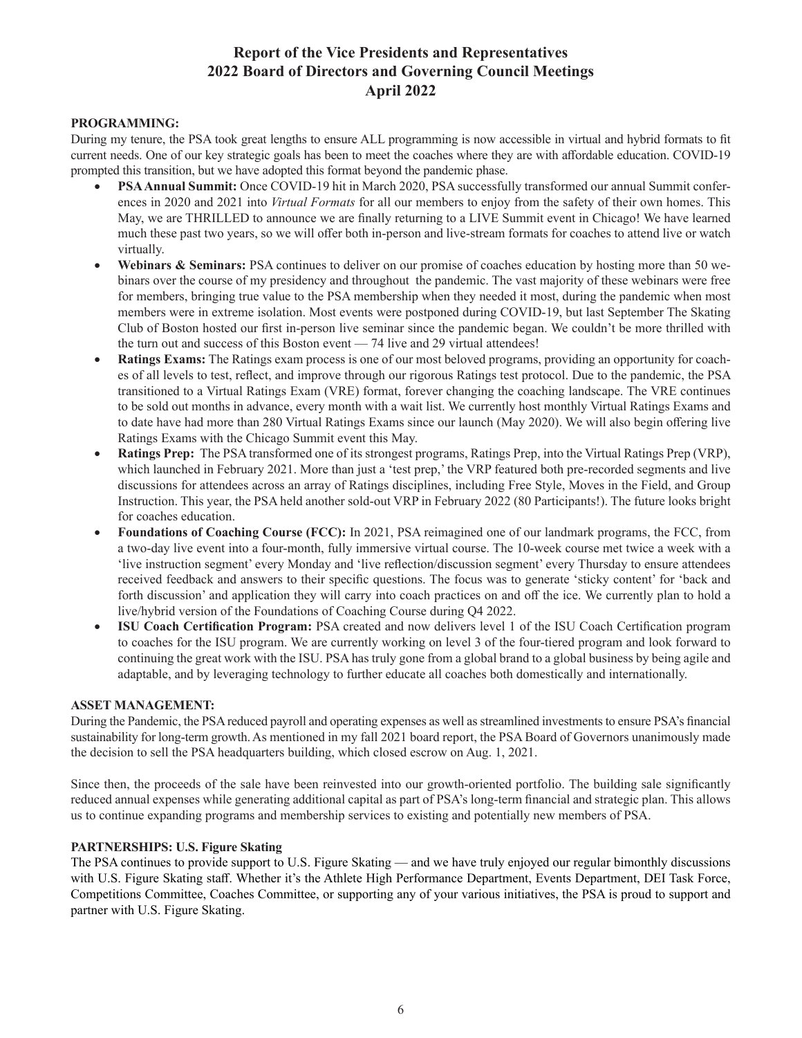# Report of the Vice Presidents and Representatives
# 2022 Board of Directors and Governing Council Meetings
# April 2022

**PROGRAMMING:**

During my tenure, the PSA took great lengths to ensure ALL programming is now accessible in virtual and hybrid formats to fit current needs. One of our key strategic goals has been to meet the coaches where they are with affordable education. COVID-19 prompted this transition, but we have adopted this format beyond the pandemic phase.

- **PSA Annual Summit:** Once COVID-19 hit in March 2020, PSA successfully transformed our annual Summit conferences in 2020 and 2021 into *Virtual Formats* for all our members to enjoy from the safety of their own homes. This May, we are THRILLED to announce we are finally returning to a LIVE Summit event in Chicago! We have learned much these past two years, so we will offer both in-person and live-stream formats for coaches to attend live or watch virtually.
- **Webinars & Seminars:** PSA continues to deliver on our promise of coaches education by hosting more than 50 webinars over the course of my presidency and throughout the pandemic. The vast majority of these webinars were free for members, bringing true value to the PSA membership when they needed it most, during the pandemic when most members were in extreme isolation. Most events were postponed during COVID-19, but last September The Skating Club of Boston hosted our first in-person live seminar since the pandemic began. We couldn't be more thrilled with the turn out and success of this Boston event — 74 live and 29 virtual attendees!
- **Ratings Exams:** The Ratings exam process is one of our most beloved programs, providing an opportunity for coaches of all levels to test, reflect, and improve through our rigorous Ratings test protocol. Due to the pandemic, the PSA transitioned to a Virtual Ratings Exam (VRE) format, forever changing the coaching landscape. The VRE continues to be sold out months in advance, every month with a wait list. We currently host monthly Virtual Ratings Exams and to date have had more than 280 Virtual Ratings Exams since our launch (May 2020). We will also begin offering live Ratings Exams with the Chicago Summit event this May.
- **Ratings Prep:** The PSA transformed one of its strongest programs, Ratings Prep, into the Virtual Ratings Prep (VRP), which launched in February 2021. More than just a 'test prep,' the VRP featured both pre-recorded segments and live discussions for attendees across an array of Ratings disciplines, including Free Style, Moves in the Field, and Group Instruction. This year, the PSA held another sold-out VRP in February 2022 (80 Participants!). The future looks bright for coaches education.
- **Foundations of Coaching Course (FCC):** In 2021, PSA reimagined one of our landmark programs, the FCC, from a two-day live event into a four-month, fully immersive virtual course. The 10-week course met twice a week with a 'live instruction segment' every Monday and 'live reflection/discussion segment' every Thursday to ensure attendees received feedback and answers to their specific questions. The focus was to generate 'sticky content' for 'back and forth discussion' and application they will carry into coach practices on and off the ice. We currently plan to hold a live/hybrid version of the Foundations of Coaching Course during Q4 2022.
- **ISU Coach Certification Program:** PSA created and now delivers level 1 of the ISU Coach Certification program to coaches for the ISU program. We are currently working on level 3 of the four-tiered program and look forward to continuing the great work with the ISU. PSA has truly gone from a global brand to a global business by being agile and adaptable, and by leveraging technology to further educate all coaches both domestically and internationally.

**ASSET MANAGEMENT:**

During the Pandemic, the PSA reduced payroll and operating expenses as well as streamlined investments to ensure PSA's financial sustainability for long-term growth. As mentioned in my fall 2021 board report, the PSA Board of Governors unanimously made the decision to sell the PSA headquarters building, which closed escrow on Aug. 1, 2021.

Since then, the proceeds of the sale have been reinvested into our growth-oriented portfolio. The building sale significantly reduced annual expenses while generating additional capital as part of PSA's long-term financial and strategic plan. This allows us to continue expanding programs and membership services to existing and potentially new members of PSA.

**PARTNERSHIPS: U.S. Figure Skating**

The PSA continues to provide support to U.S. Figure Skating — and we have truly enjoyed our regular bimonthly discussions with U.S. Figure Skating staff. Whether it's the Athlete High Performance Department, Events Department, DEI Task Force, Competitions Committee, Coaches Committee, or supporting any of your various initiatives, the PSA is proud to support and partner with U.S. Figure Skating.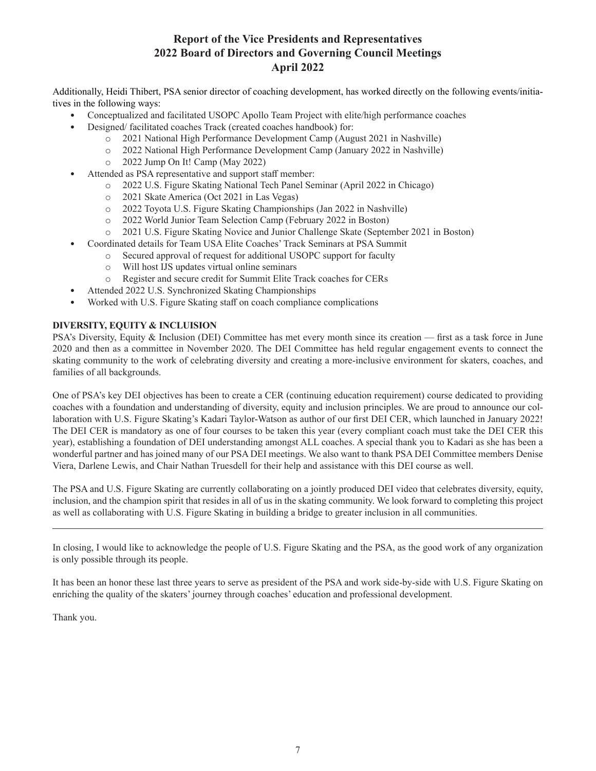# Report of the Vice Presidents and Representatives
# 2022 Board of Directors and Governing Council Meetings
# April 2022

Additionally, Heidi Thibert, PSA senior director of coaching development, has worked directly on the following events/initiatives in the following ways:

- Conceptualized and facilitated USOPC Apollo Team Project with elite/high performance coaches
- Designed/ facilitated coaches Track (created coaches handbook) for:
  - 2021 National High Performance Development Camp (August 2021 in Nashville)
  - 2022 National High Performance Development Camp (January 2022 in Nashville)
  - 2022 Jump On It! Camp (May 2022)
- Attended as PSA representative and support staff member:
  - 2022 U.S. Figure Skating National Tech Panel Seminar (April 2022 in Chicago)
  - 2021 Skate America (Oct 2021 in Las Vegas)
  - 2022 Toyota U.S. Figure Skating Championships (Jan 2022 in Nashville)
  - 2022 World Junior Team Selection Camp (February 2022 in Boston)
  - 2021 U.S. Figure Skating Novice and Junior Challenge Skate (September 2021 in Boston)
- Coordinated details for Team USA Elite Coaches' Track Seminars at PSA Summit
  - Secured approval of request for additional USOPC support for faculty
  - Will host IJS updates virtual online seminars
  - Register and secure credit for Summit Elite Track coaches for CERs
- Attended 2022 U.S. Synchronized Skating Championships
- Worked with U.S. Figure Skating staff on coach compliance complications

**DIVERSITY, EQUITY & INCLUISION**

PSA's Diversity, Equity & Inclusion (DEI) Committee has met every month since its creation — first as a task force in June 2020 and then as a committee in November 2020. The DEI Committee has held regular engagement events to connect the skating community to the work of celebrating diversity and creating a more-inclusive environment for skaters, coaches, and families of all backgrounds.

One of PSA's key DEI objectives has been to create a CER (continuing education requirement) course dedicated to providing coaches with a foundation and understanding of diversity, equity and inclusion principles. We are proud to announce our collaboration with U.S. Figure Skating's Kadari Taylor-Watson as author of our first DEI CER, which launched in January 2022! The DEI CER is mandatory as one of four courses to be taken this year (every compliant coach must take the DEI CER this year), establishing a foundation of DEI understanding amongst ALL coaches. A special thank you to Kadari as she has been a wonderful partner and has joined many of our PSA DEI meetings. We also want to thank PSA DEI Committee members Denise Viera, Darlene Lewis, and Chair Nathan Truesdell for their help and assistance with this DEI course as well.

The PSA and U.S. Figure Skating are currently collaborating on a jointly produced DEI video that celebrates diversity, equity, inclusion, and the champion spirit that resides in all of us in the skating community. We look forward to completing this project as well as collaborating with U.S. Figure Skating in building a bridge to greater inclusion in all communities.

---

In closing, I would like to acknowledge the people of U.S. Figure Skating and the PSA, as the good work of any organization is only possible through its people.

It has been an honor these last three years to serve as president of the PSA and work side-by-side with U.S. Figure Skating on enriching the quality of the skaters' journey through coaches' education and professional development.

Thank you.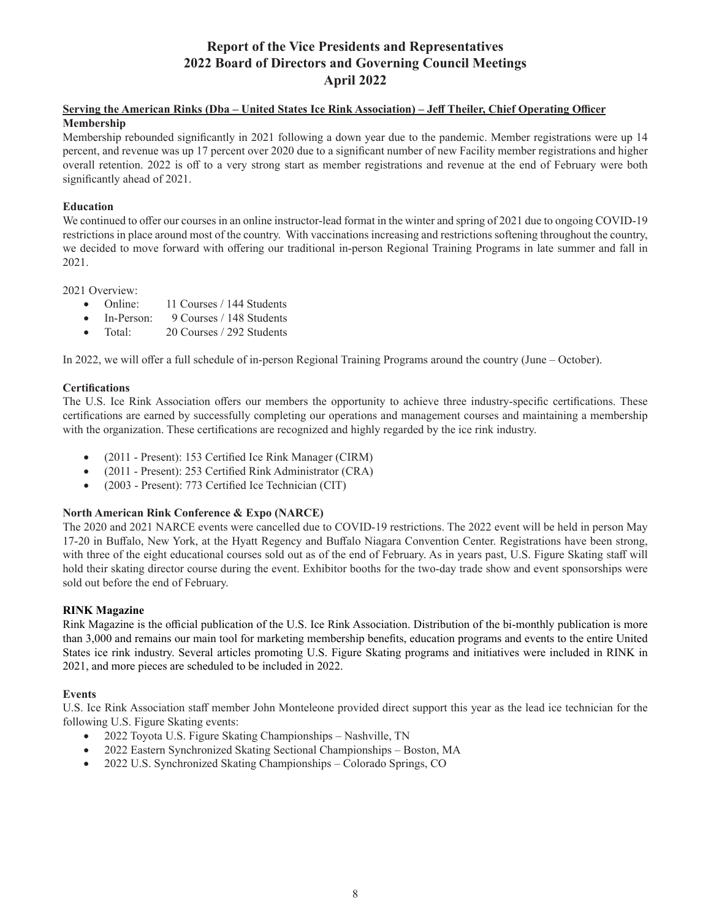# Report of the Vice Presidents and Representatives
# 2022 Board of Directors and Governing Council Meetings
# April 2022

## Serving the American Rinks (Dba – United States Ice Rink Association) – Jeff Theiler, Chief Operating Officer

### Membership

Membership rebounded significantly in 2021 following a down year due to the pandemic. Member registrations were up 14 percent, and revenue was up 17 percent over 2020 due to a significant number of new Facility member registrations and higher overall retention. 2022 is off to a very strong start as member registrations and revenue at the end of February were both significantly ahead of 2021.

### Education

We continued to offer our courses in an online instructor-lead format in the winter and spring of 2021 due to ongoing COVID-19 restrictions in place around most of the country. With vaccinations increasing and restrictions softening throughout the country, we decided to move forward with offering our traditional in-person Regional Training Programs in late summer and fall in 2021.

2021 Overview:

- Online: 11 Courses / 144 Students
- In-Person: 9 Courses / 148 Students
- Total: 20 Courses / 292 Students

In 2022, we will offer a full schedule of in-person Regional Training Programs around the country (June – October).

### Certifications

The U.S. Ice Rink Association offers our members the opportunity to achieve three industry-specific certifications. These certifications are earned by successfully completing our operations and management courses and maintaining a membership with the organization. These certifications are recognized and highly regarded by the ice rink industry.

- (2011 - Present): 153 Certified Ice Rink Manager (CIRM)
- (2011 - Present): 253 Certified Rink Administrator (CRA)
- (2003 - Present): 773 Certified Ice Technician (CIT)

### North American Rink Conference & Expo (NARCE)

The 2020 and 2021 NARCE events were cancelled due to COVID-19 restrictions. The 2022 event will be held in person May 17-20 in Buffalo, New York, at the Hyatt Regency and Buffalo Niagara Convention Center. Registrations have been strong, with three of the eight educational courses sold out as of the end of February. As in years past, U.S. Figure Skating staff will hold their skating director course during the event. Exhibitor booths for the two-day trade show and event sponsorships were sold out before the end of February.

### RINK Magazine

Rink Magazine is the official publication of the U.S. Ice Rink Association. Distribution of the bi-monthly publication is more than 3,000 and remains our main tool for marketing membership benefits, education programs and events to the entire United States ice rink industry. Several articles promoting U.S. Figure Skating programs and initiatives were included in RINK in 2021, and more pieces are scheduled to be included in 2022.

### Events

U.S. Ice Rink Association staff member John Monteleone provided direct support this year as the lead ice technician for the following U.S. Figure Skating events:

- 2022 Toyota U.S. Figure Skating Championships – Nashville, TN
- 2022 Eastern Synchronized Skating Sectional Championships – Boston, MA
- 2022 U.S. Synchronized Skating Championships – Colorado Springs, CO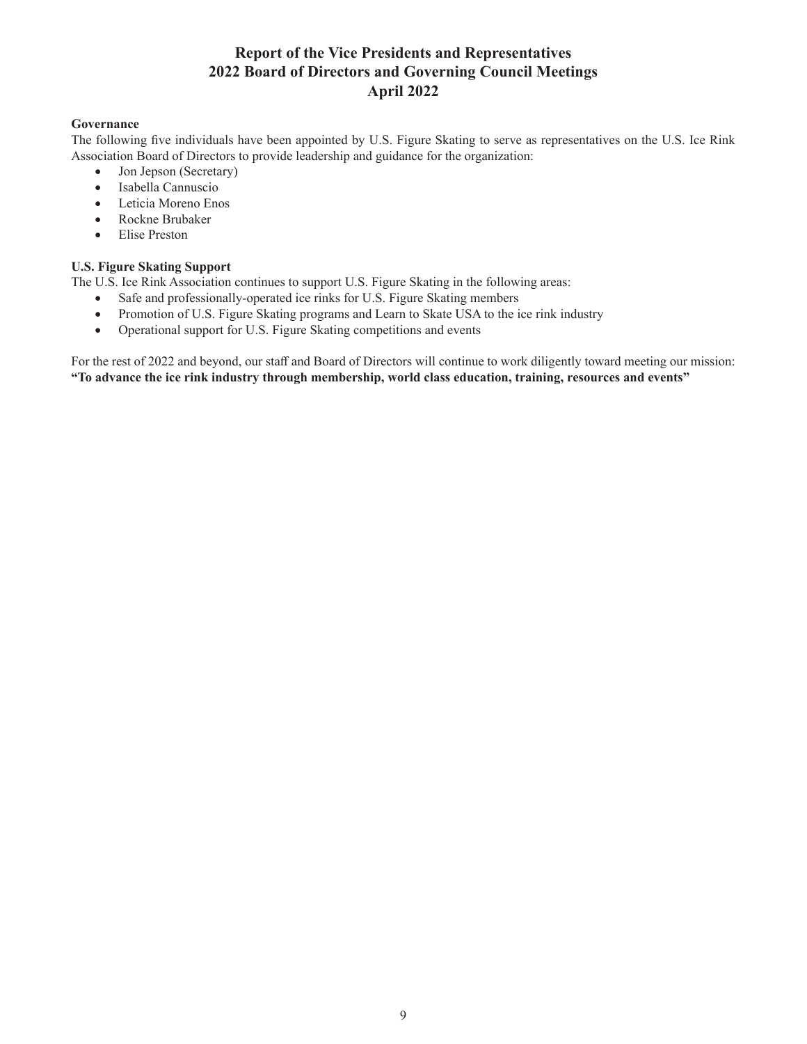# Report of the Vice Presidents and Representatives
# 2022 Board of Directors and Governing Council Meetings
# April 2022

**Governance**

The following five individuals have been appointed by U.S. Figure Skating to serve as representatives on the U.S. Ice Rink Association Board of Directors to provide leadership and guidance for the organization:

- Jon Jepson (Secretary)
- Isabella Cannuscio
- Leticia Moreno Enos
- Rockne Brubaker
- Elise Preston

**U.S. Figure Skating Support**

The U.S. Ice Rink Association continues to support U.S. Figure Skating in the following areas:

- Safe and professionally-operated ice rinks for U.S. Figure Skating members
- Promotion of U.S. Figure Skating programs and Learn to Skate USA to the ice rink industry
- Operational support for U.S. Figure Skating competitions and events

For the rest of 2022 and beyond, our staff and Board of Directors will continue to work diligently toward meeting our mission: **"To advance the ice rink industry through membership, world class education, training, resources and events"**